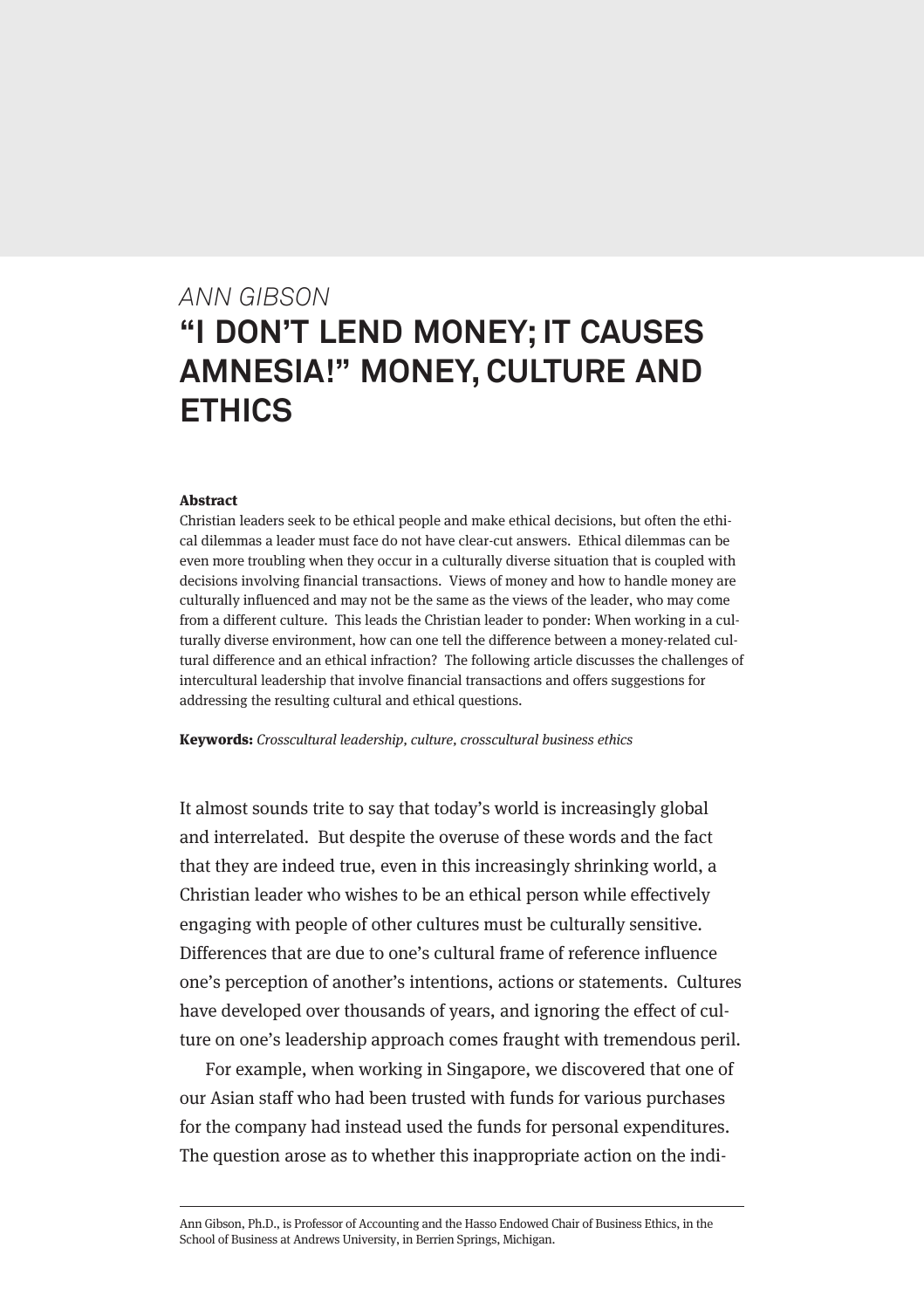*ANN GIBSON*

# "I DON'T LEND MONEY; IT CAUSES AMNESIA!" MONEY, CULTURE AND ETHICS

**Abstract**

Christian leaders seek to be ethical people and make ethical decisions, but often the ethical dilemmas a leader must face do not have clear-cut answers. Ethical dilemmas can be even more troubling when they occur in a culturally diverse situation that is coupled with decisions involving financial transactions. Views of money and how to handle money are culturally influenced and may not be the same as the views of the leader, who may come from a different culture. This leads the Christian leader to ponder: When working in a culturally diverse environment, how can one tell the difference between a money-related cultural difference and an ethical infraction? The following article discusses the challenges of intercultural leadership that involve financial transactions and offers suggestions for addressing the resulting cultural and ethical questions.

**Keywords:** *Crosscultural leadership, culture, crosscultural business ethics*

It almost sounds trite to say that today's world is increasingly global and interrelated. But despite the overuse of these words and the fact that they are indeed true, even in this increasingly shrinking world, a Christian leader who wishes to be an ethical person while effectively engaging with people of other cultures must be culturally sensitive. Differences that are due to one's cultural frame of reference influence one's perception of another's intentions, actions or statements. Cultures have developed over thousands of years, and ignoring the effect of culture on one's leadership approach comes fraught with tremendous peril.

For example, when working in Singapore, we discovered that one of our Asian staff who had been trusted with funds for various purchases for the company had instead used the funds for personal expenditures. The question arose as to whether this inappropriate action on the indi-

Ann Gibson, Ph.D., is Professor of Accounting and the Hasso Endowed Chair of Business Ethics, in the School of Business at Andrews University, in Berrien Springs, Michigan.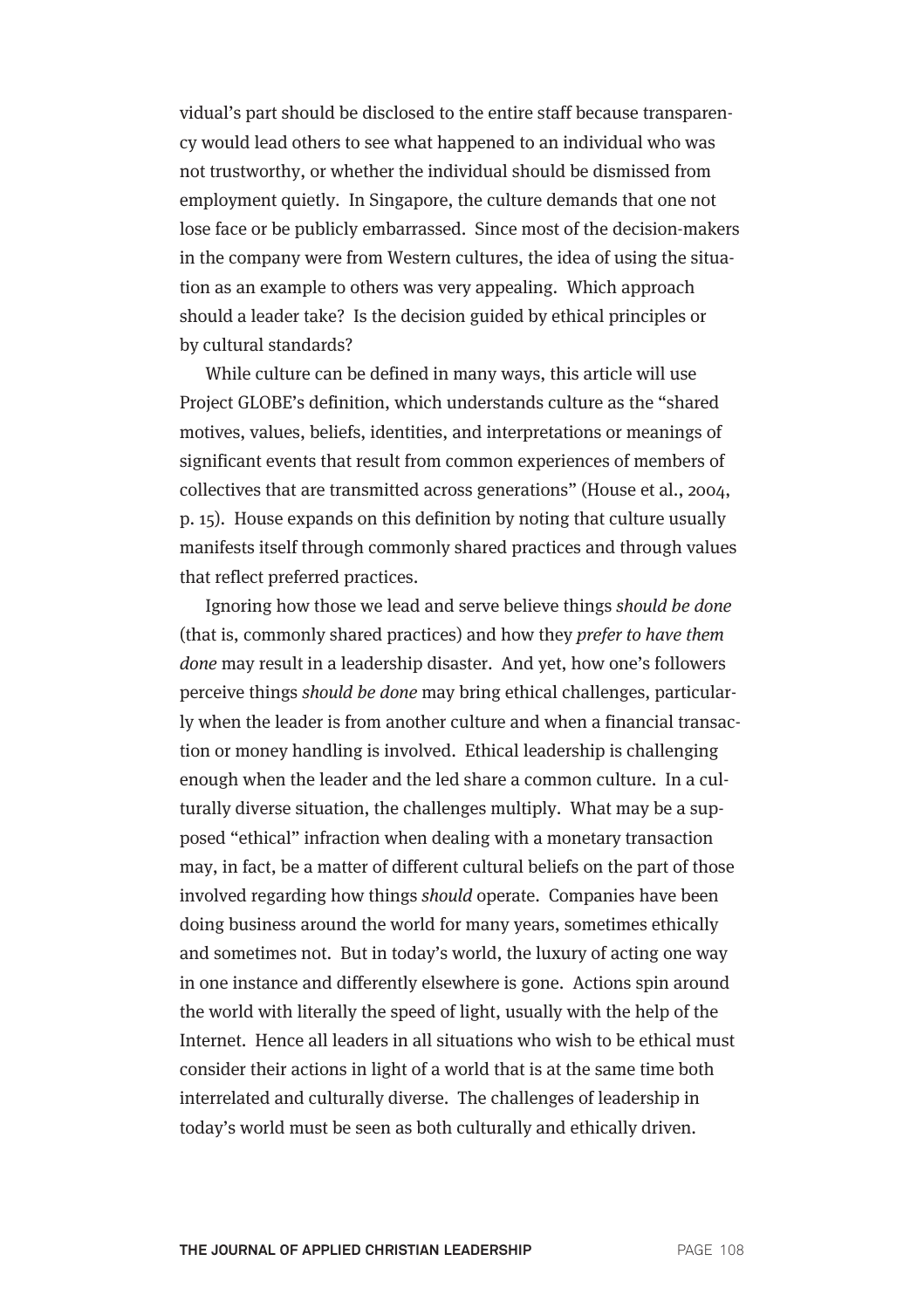vidual's part should be disclosed to the entire staff because transparency would lead others to see what happened to an individual who was not trustworthy, or whether the individual should be dismissed from employment quietly. In Singapore, the culture demands that one not lose face or be publicly embarrassed. Since most of the decision-makers in the company were from Western cultures, the idea of using the situation as an example to others was very appealing. Which approach should a leader take? Is the decision guided by ethical principles or by cultural standards?

While culture can be defined in many ways, this article will use Project GLOBE's definition, which understands culture as the "shared motives, values, beliefs, identities, and interpretations or meanings of significant events that result from common experiences of members of collectives that are transmitted across generations" (House et al., 2004, p. 15). House expands on this definition by noting that culture usually manifests itself through commonly shared practices and through values that reflect preferred practices.

Ignoring how those we lead and serve believe things *should be done* (that is, commonly shared practices) and how they *prefer to have them done* may result in a leadership disaster. And yet, how one's followers perceive things *should be done* may bring ethical challenges, particularly when the leader is from another culture and when a financial transaction or money handling is involved. Ethical leadership is challenging enough when the leader and the led share a common culture. In a culturally diverse situation, the challenges multiply. What may be a supposed "ethical" infraction when dealing with a monetary transaction may, in fact, be a matter of different cultural beliefs on the part of those involved regarding how things *should* operate. Companies have been doing business around the world for many years, sometimes ethically and sometimes not. But in today's world, the luxury of acting one way in one instance and differently elsewhere is gone. Actions spin around the world with literally the speed of light, usually with the help of the Internet. Hence all leaders in all situations who wish to be ethical must consider their actions in light of a world that is at the same time both interrelated and culturally diverse. The challenges of leadership in today's world must be seen as both culturally and ethically driven.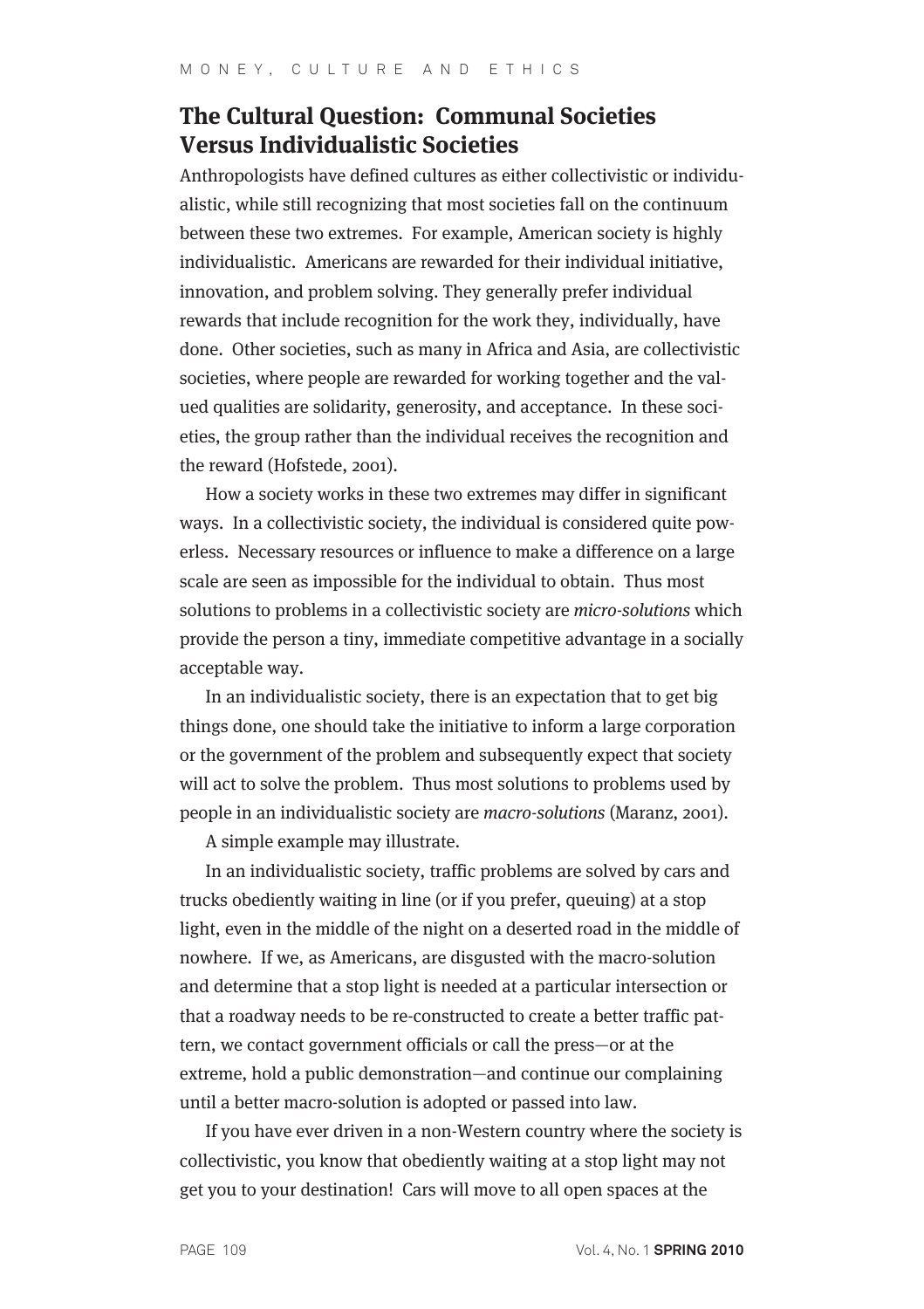## The Cultural Question: Communal Societies Versus Individualistic Societies

Anthropologists have defined cultures as either collectivistic or individualistic, while still recognizing that most societies fall on the continuum between these two extremes. For example, American society is highly individualistic. Americans are rewarded for their individual initiative, innovation, and problem solving. They generally prefer individual rewards that include recognition for the work they, individually, have done. Other societies, such as many in Africa and Asia, are collectivistic societies, where people are rewarded for working together and the valued qualities are solidarity, generosity, and acceptance. In these societies, the group rather than the individual receives the recognition and the reward (Hofstede, 2001).

How a society works in these two extremes may differ in significant ways. In a collectivistic society, the individual is considered quite powerless. Necessary resources or influence to make a difference on a large scale are seen as impossible for the individual to obtain. Thus most solutions to problems in a collectivistic society are *micro-solutions* which provide the person a tiny, immediate competitive advantage in a socially acceptable way.

In an individualistic society, there is an expectation that to get big things done, one should take the initiative to inform a large corporation or the government of the problem and subsequently expect that society will act to solve the problem. Thus most solutions to problems used by people in an individualistic society are *macro-solutions* (Maranz, 2001).

A simple example may illustrate.

In an individualistic society, traffic problems are solved by cars and trucks obediently waiting in line (or if you prefer, queuing) at a stop light, even in the middle of the night on a deserted road in the middle of nowhere. If we, as Americans, are disgusted with the macro-solution and determine that a stop light is needed at a particular intersection or that a roadway needs to be re-constructed to create a better traffic pattern, we contact government officials or call the press—or at the extreme, hold a public demonstration—and continue our complaining until a better macro-solution is adopted or passed into law.

If you have ever driven in a non-Western country where the society is collectivistic, you know that obediently waiting at a stop light may not get you to your destination! Cars will move to all open spaces at the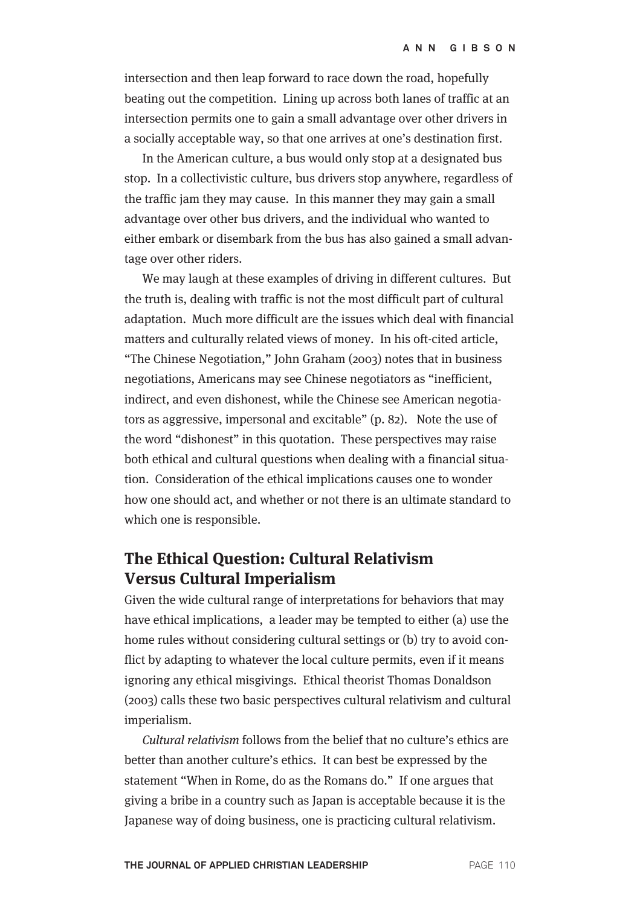intersection and then leap forward to race down the road, hopefully beating out the competition. Lining up across both lanes of traffic at an intersection permits one to gain a small advantage over other drivers in a socially acceptable way, so that one arrives at one's destination first.

In the American culture, a bus would only stop at a designated bus stop. In a collectivistic culture, bus drivers stop anywhere, regardless of the traffic jam they may cause. In this manner they may gain a small advantage over other bus drivers, and the individual who wanted to either embark or disembark from the bus has also gained a small advantage over other riders.

We may laugh at these examples of driving in different cultures. But the truth is, dealing with traffic is not the most difficult part of cultural adaptation. Much more difficult are the issues which deal with financial matters and culturally related views of money. In his oft-cited article, "The Chinese Negotiation," John Graham (2003) notes that in business negotiations, Americans may see Chinese negotiators as "inefficient, indirect, and even dishonest, while the Chinese see American negotiators as aggressive, impersonal and excitable" (p. 82). Note the use of the word "dishonest" in this quotation. These perspectives may raise both ethical and cultural questions when dealing with a financial situation. Consideration of the ethical implications causes one to wonder how one should act, and whether or not there is an ultimate standard to which one is responsible.

## The Ethical Question: Cultural Relativism Versus Cultural Imperialism

Given the wide cultural range of interpretations for behaviors that may have ethical implications, a leader may be tempted to either (a) use the home rules without considering cultural settings or (b) try to avoid conflict by adapting to whatever the local culture permits, even if it means ignoring any ethical misgivings. Ethical theorist Thomas Donaldson (2003) calls these two basic perspectives cultural relativism and cultural imperialism.

*Cultural relativism* follows from the belief that no culture's ethics are better than another culture's ethics. It can best be expressed by the statement "When in Rome, do as the Romans do." If one argues that giving a bribe in a country such as Japan is acceptable because it is the Japanese way of doing business, one is practicing cultural relativism.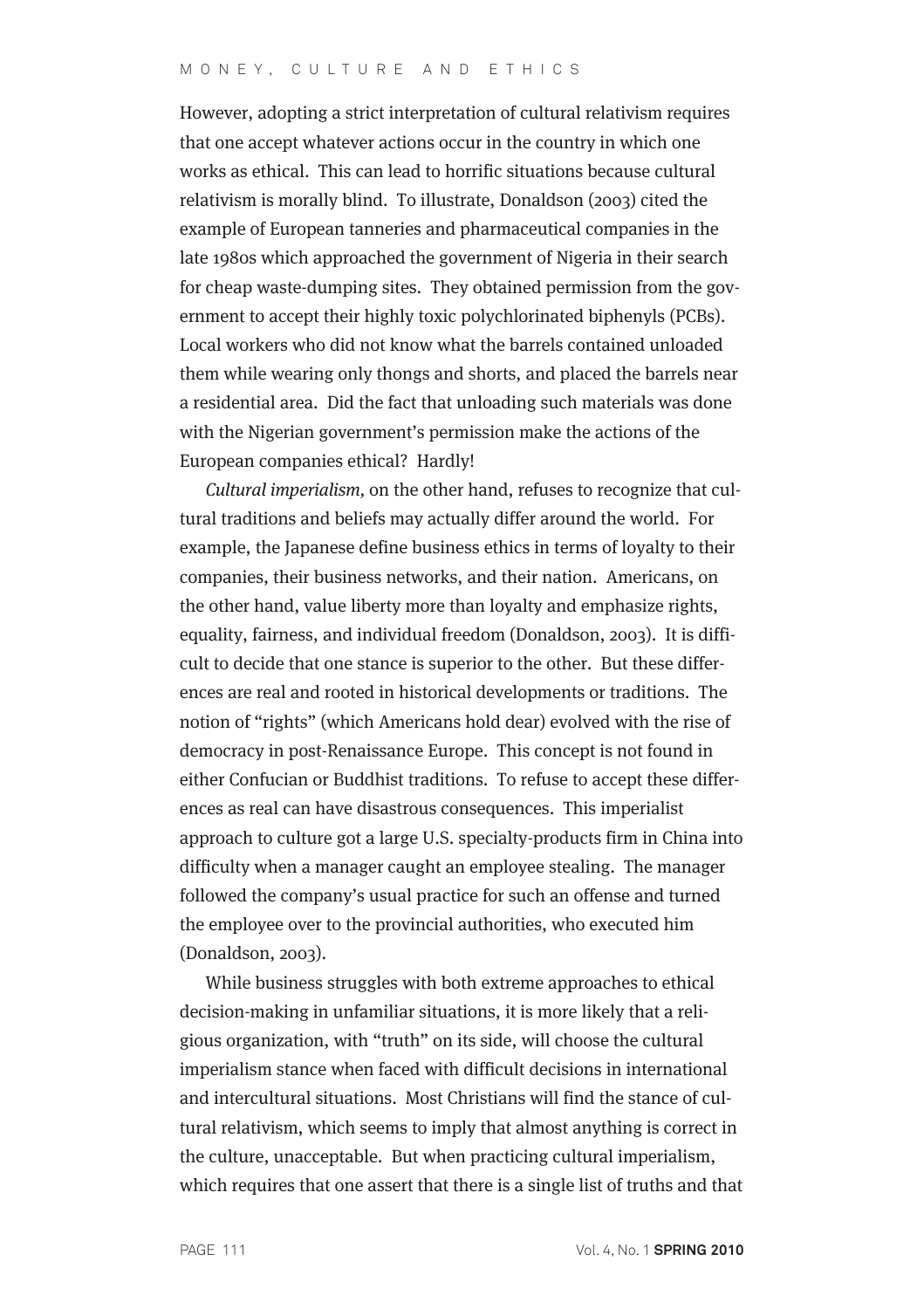However, adopting a strict interpretation of cultural relativism requires that one accept whatever actions occur in the country in which one works as ethical. This can lead to horrific situations because cultural relativism is morally blind. To illustrate, Donaldson (2003) cited the example of European tanneries and pharmaceutical companies in the late 1980s which approached the government of Nigeria in their search for cheap waste-dumping sites. They obtained permission from the government to accept their highly toxic polychlorinated biphenyls (PCBs). Local workers who did not know what the barrels contained unloaded them while wearing only thongs and shorts, and placed the barrels near a residential area. Did the fact that unloading such materials was done with the Nigerian government's permission make the actions of the European companies ethical? Hardly!

*Cultural imperialism,* on the other hand, refuses to recognize that cultural traditions and beliefs may actually differ around the world. For example, the Japanese define business ethics in terms of loyalty to their companies, their business networks, and their nation. Americans, on the other hand, value liberty more than loyalty and emphasize rights, equality, fairness, and individual freedom (Donaldson, 2003). It is difficult to decide that one stance is superior to the other. But these differences are real and rooted in historical developments or traditions. The notion of "rights" (which Americans hold dear) evolved with the rise of democracy in post-Renaissance Europe. This concept is not found in either Confucian or Buddhist traditions. To refuse to accept these differences as real can have disastrous consequences. This imperialist approach to culture got a large U.S. specialty-products firm in China into difficulty when a manager caught an employee stealing. The manager followed the company's usual practice for such an offense and turned the employee over to the provincial authorities, who executed him (Donaldson, 2003).

While business struggles with both extreme approaches to ethical decision-making in unfamiliar situations, it is more likely that a religious organization, with "truth" on its side, will choose the cultural imperialism stance when faced with difficult decisions in international and intercultural situations. Most Christians will find the stance of cultural relativism, which seems to imply that almost anything is correct in the culture, unacceptable. But when practicing cultural imperialism, which requires that one assert that there is a single list of truths and that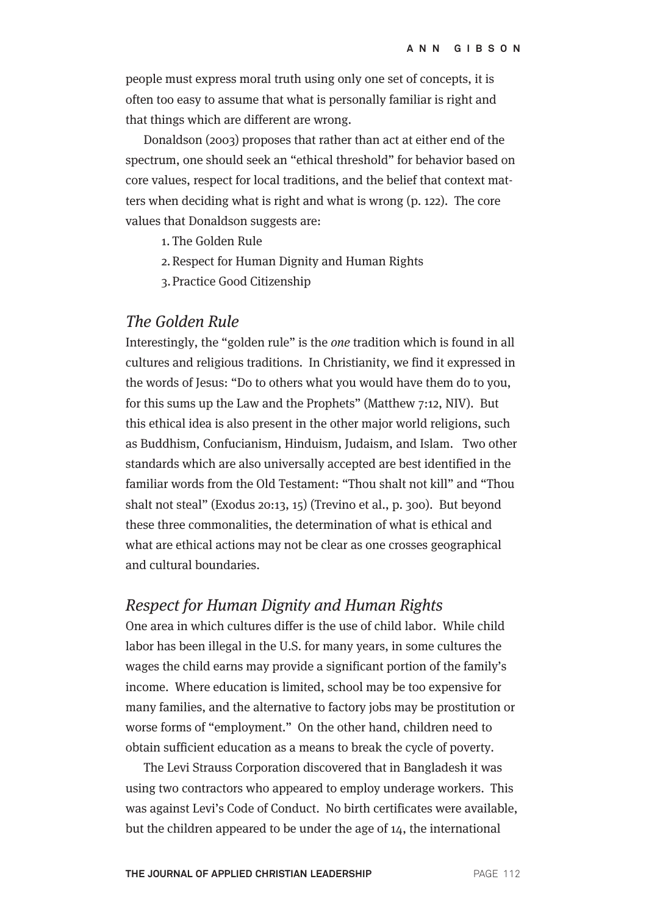people must express moral truth using only one set of concepts, it is often too easy to assume that what is personally familiar is right and that things which are different are wrong.

Donaldson (2003) proposes that rather than act at either end of the spectrum, one should seek an "ethical threshold" for behavior based on core values, respect for local traditions, and the belief that context matters when deciding what is right and what is wrong (p. 122). The core values that Donaldson suggests are:

1. The Golden Rule
2. Respect for Human Dignity and Human Rights
3. Practice Good Citizenship

### *The Golden Rule*

Interestingly, the "golden rule" is the *one* tradition which is found in all cultures and religious traditions. In Christianity, we find it expressed in the words of Jesus: "Do to others what you would have them do to you, for this sums up the Law and the Prophets" (Matthew 7:12, NIV). But this ethical idea is also present in the other major world religions, such as Buddhism, Confucianism, Hinduism, Judaism, and Islam. Two other standards which are also universally accepted are best identified in the familiar words from the Old Testament: "Thou shalt not kill" and "Thou shalt not steal" (Exodus 20:13, 15) (Trevino et al., p. 300). But beyond these three commonalities, the determination of what is ethical and what are ethical actions may not be clear as one crosses geographical and cultural boundaries.

### *Respect for Human Dignity and Human Rights*

One area in which cultures differ is the use of child labor. While child labor has been illegal in the U.S. for many years, in some cultures the wages the child earns may provide a significant portion of the family's income. Where education is limited, school may be too expensive for many families, and the alternative to factory jobs may be prostitution or worse forms of "employment." On the other hand, children need to obtain sufficient education as a means to break the cycle of poverty.

The Levi Strauss Corporation discovered that in Bangladesh it was using two contractors who appeared to employ underage workers. This was against Levi's Code of Conduct. No birth certificates were available, but the children appeared to be under the age of 14, the international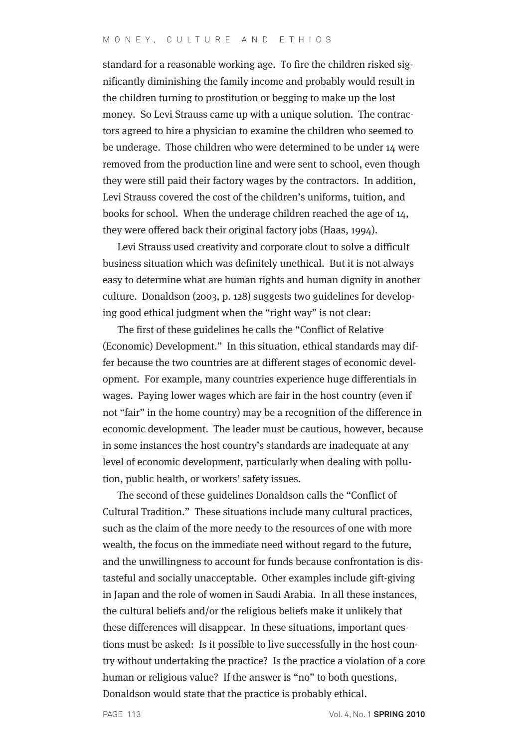standard for a reasonable working age. To fire the children risked significantly diminishing the family income and probably would result in the children turning to prostitution or begging to make up the lost money. So Levi Strauss came up with a unique solution. The contractors agreed to hire a physician to examine the children who seemed to be underage. Those children who were determined to be under 14 were removed from the production line and were sent to school, even though they were still paid their factory wages by the contractors. In addition, Levi Strauss covered the cost of the children's uniforms, tuition, and books for school. When the underage children reached the age of 14, they were offered back their original factory jobs (Haas, 1994).

Levi Strauss used creativity and corporate clout to solve a difficult business situation which was definitely unethical. But it is not always easy to determine what are human rights and human dignity in another culture. Donaldson (2003, p. 128) suggests two guidelines for developing good ethical judgment when the "right way" is not clear:

The first of these guidelines he calls the "Conflict of Relative (Economic) Development." In this situation, ethical standards may differ because the two countries are at different stages of economic development. For example, many countries experience huge differentials in wages. Paying lower wages which are fair in the host country (even if not "fair" in the home country) may be a recognition of the difference in economic development. The leader must be cautious, however, because in some instances the host country's standards are inadequate at any level of economic development, particularly when dealing with pollution, public health, or workers' safety issues.

The second of these guidelines Donaldson calls the "Conflict of Cultural Tradition." These situations include many cultural practices, such as the claim of the more needy to the resources of one with more wealth, the focus on the immediate need without regard to the future, and the unwillingness to account for funds because confrontation is distasteful and socially unacceptable. Other examples include gift-giving in Japan and the role of women in Saudi Arabia. In all these instances, the cultural beliefs and/or the religious beliefs make it unlikely that these differences will disappear. In these situations, important questions must be asked: Is it possible to live successfully in the host country without undertaking the practice? Is the practice a violation of a core human or religious value? If the answer is "no" to both questions, Donaldson would state that the practice is probably ethical.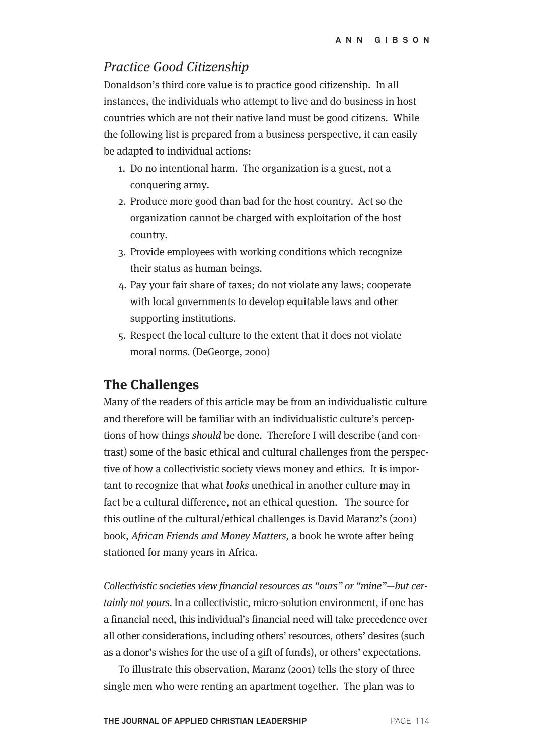### *Practice Good Citizenship*

Donaldson's third core value is to practice good citizenship. In all instances, the individuals who attempt to live and do business in host countries which are not their native land must be good citizens. While the following list is prepared from a business perspective, it can easily be adapted to individual actions:

1. Do no intentional harm. The organization is a guest, not a conquering army.
2. Produce more good than bad for the host country. Act so the organization cannot be charged with exploitation of the host country.
3. Provide employees with working conditions which recognize their status as human beings.
4. Pay your fair share of taxes; do not violate any laws; cooperate with local governments to develop equitable laws and other supporting institutions.
5. Respect the local culture to the extent that it does not violate moral norms. (DeGeorge, 2000)

## The Challenges

Many of the readers of this article may be from an individualistic culture and therefore will be familiar with an individualistic culture's perceptions of how things *should* be done. Therefore I will describe (and contrast) some of the basic ethical and cultural challenges from the perspective of how a collectivistic society views money and ethics. It is important to recognize that what *looks* unethical in another culture may in fact be a cultural difference, not an ethical question. The source for this outline of the cultural/ethical challenges is David Maranz's (2001) book, *African Friends and Money Matters*, a book he wrote after being stationed for many years in Africa.

*Collectivistic societies view financial resources as "ours" or "mine"—but certainly not yours.* In a collectivistic, micro-solution environment, if one has a financial need, this individual's financial need will take precedence over all other considerations, including others' resources, others' desires (such as a donor's wishes for the use of a gift of funds), or others' expectations.

To illustrate this observation, Maranz (2001) tells the story of three single men who were renting an apartment together. The plan was to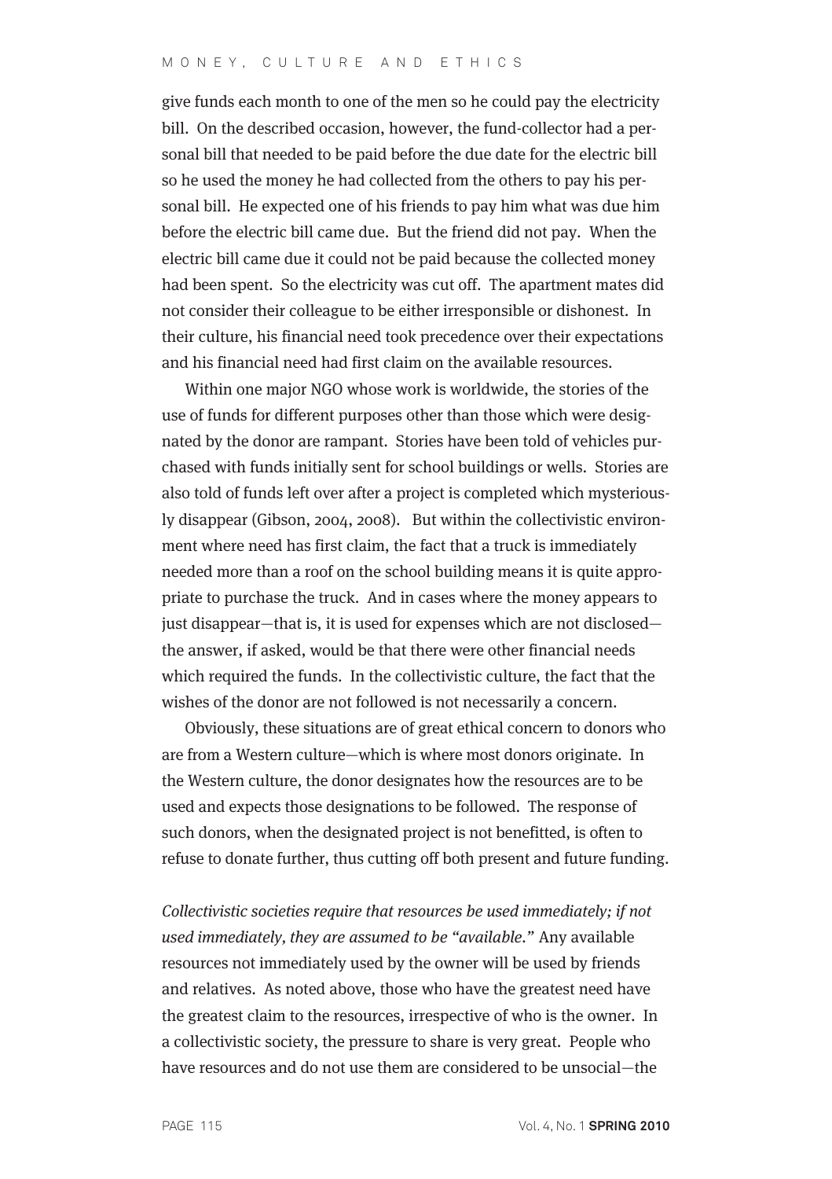give funds each month to one of the men so he could pay the electricity bill. On the described occasion, however, the fund-collector had a personal bill that needed to be paid before the due date for the electric bill so he used the money he had collected from the others to pay his personal bill. He expected one of his friends to pay him what was due him before the electric bill came due. But the friend did not pay. When the electric bill came due it could not be paid because the collected money had been spent. So the electricity was cut off. The apartment mates did not consider their colleague to be either irresponsible or dishonest. In their culture, his financial need took precedence over their expectations and his financial need had first claim on the available resources.

Within one major NGO whose work is worldwide, the stories of the use of funds for different purposes other than those which were designated by the donor are rampant. Stories have been told of vehicles purchased with funds initially sent for school buildings or wells. Stories are also told of funds left over after a project is completed which mysteriously disappear (Gibson, 2004, 2008). But within the collectivistic environment where need has first claim, the fact that a truck is immediately needed more than a roof on the school building means it is quite appropriate to purchase the truck. And in cases where the money appears to just disappear—that is, it is used for expenses which are not disclosed—the answer, if asked, would be that there were other financial needs which required the funds. In the collectivistic culture, the fact that the wishes of the donor are not followed is not necessarily a concern.

Obviously, these situations are of great ethical concern to donors who are from a Western culture—which is where most donors originate. In the Western culture, the donor designates how the resources are to be used and expects those designations to be followed. The response of such donors, when the designated project is not benefitted, is often to refuse to donate further, thus cutting off both present and future funding.

*Collectivistic societies require that resources be used immediately; if not used immediately, they are assumed to be "available."* Any available resources not immediately used by the owner will be used by friends and relatives. As noted above, those who have the greatest need have the greatest claim to the resources, irrespective of who is the owner. In a collectivistic society, the pressure to share is very great. People who have resources and do not use them are considered to be unsocial—the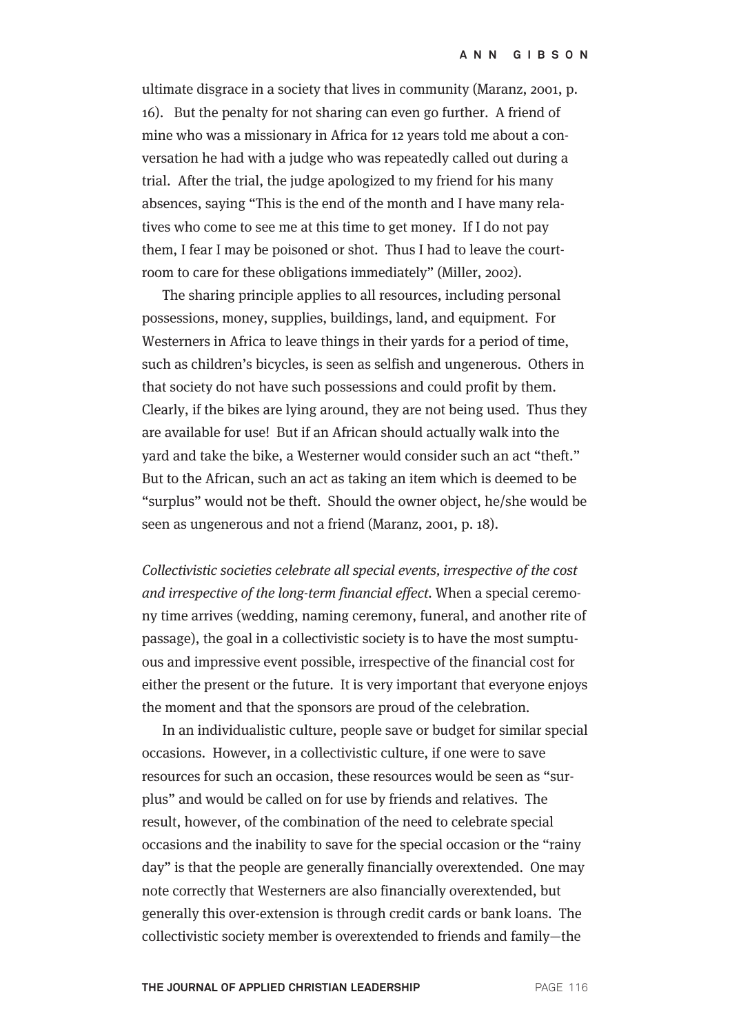ultimate disgrace in a society that lives in community (Maranz, 2001, p. 16). But the penalty for not sharing can even go further. A friend of mine who was a missionary in Africa for 12 years told me about a conversation he had with a judge who was repeatedly called out during a trial. After the trial, the judge apologized to my friend for his many absences, saying "This is the end of the month and I have many relatives who come to see me at this time to get money. If I do not pay them, I fear I may be poisoned or shot. Thus I had to leave the courtroom to care for these obligations immediately" (Miller, 2002).

The sharing principle applies to all resources, including personal possessions, money, supplies, buildings, land, and equipment. For Westerners in Africa to leave things in their yards for a period of time, such as children's bicycles, is seen as selfish and ungenerous. Others in that society do not have such possessions and could profit by them. Clearly, if the bikes are lying around, they are not being used. Thus they are available for use! But if an African should actually walk into the yard and take the bike, a Westerner would consider such an act "theft." But to the African, such an act as taking an item which is deemed to be "surplus" would not be theft. Should the owner object, he/she would be seen as ungenerous and not a friend (Maranz, 2001, p. 18).

*Collectivistic societies celebrate all special events, irrespective of the cost and irrespective of the long-term financial effect.* When a special ceremony time arrives (wedding, naming ceremony, funeral, and another rite of passage), the goal in a collectivistic society is to have the most sumptuous and impressive event possible, irrespective of the financial cost for either the present or the future. It is very important that everyone enjoys the moment and that the sponsors are proud of the celebration.

In an individualistic culture, people save or budget for similar special occasions. However, in a collectivistic culture, if one were to save resources for such an occasion, these resources would be seen as "surplus" and would be called on for use by friends and relatives. The result, however, of the combination of the need to celebrate special occasions and the inability to save for the special occasion or the "rainy day" is that the people are generally financially overextended. One may note correctly that Westerners are also financially overextended, but generally this over-extension is through credit cards or bank loans. The collectivistic society member is overextended to friends and family—the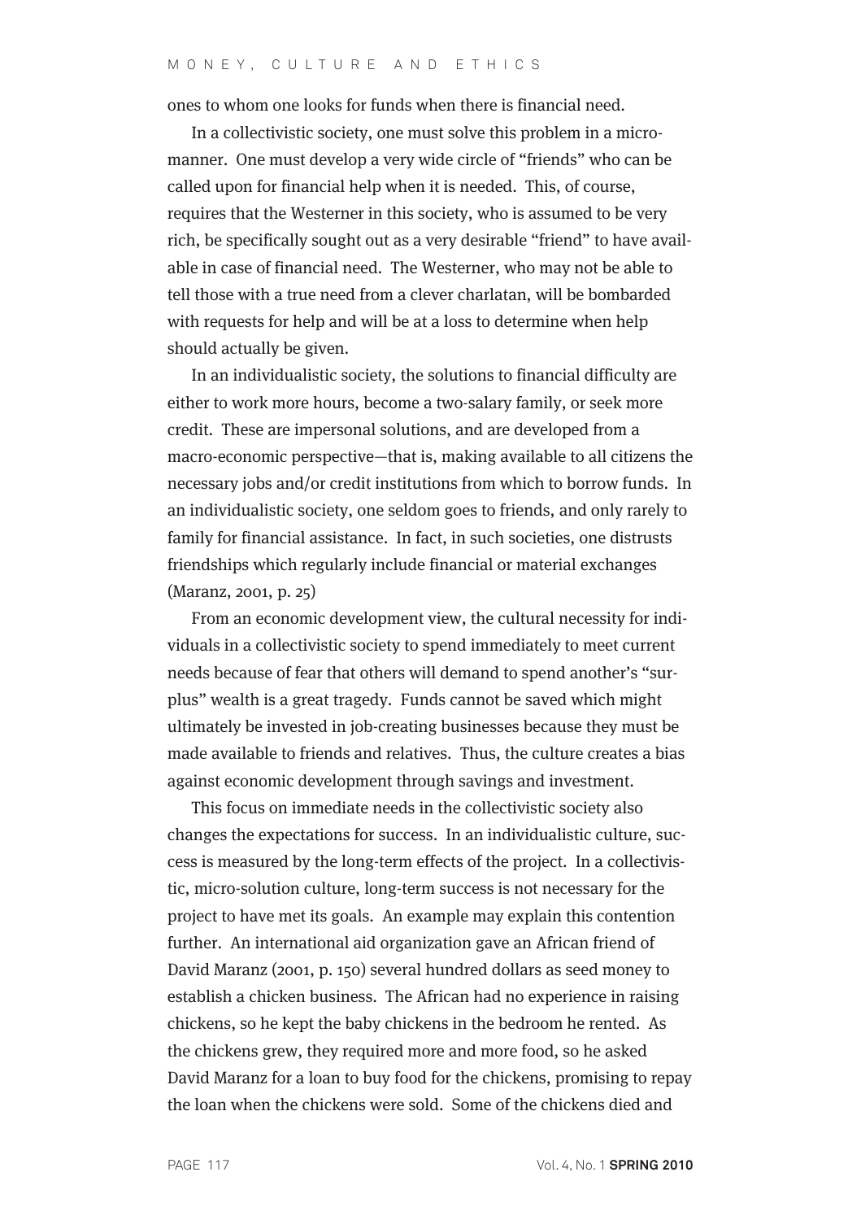ones to whom one looks for funds when there is financial need.

In a collectivistic society, one must solve this problem in a micro-manner. One must develop a very wide circle of "friends" who can be called upon for financial help when it is needed. This, of course, requires that the Westerner in this society, who is assumed to be very rich, be specifically sought out as a very desirable "friend" to have available in case of financial need. The Westerner, who may not be able to tell those with a true need from a clever charlatan, will be bombarded with requests for help and will be at a loss to determine when help should actually be given.

In an individualistic society, the solutions to financial difficulty are either to work more hours, become a two-salary family, or seek more credit. These are impersonal solutions, and are developed from a macro-economic perspective—that is, making available to all citizens the necessary jobs and/or credit institutions from which to borrow funds. In an individualistic society, one seldom goes to friends, and only rarely to family for financial assistance. In fact, in such societies, one distrusts friendships which regularly include financial or material exchanges (Maranz, 2001, p. 25)

From an economic development view, the cultural necessity for individuals in a collectivistic society to spend immediately to meet current needs because of fear that others will demand to spend another's "surplus" wealth is a great tragedy. Funds cannot be saved which might ultimately be invested in job-creating businesses because they must be made available to friends and relatives. Thus, the culture creates a bias against economic development through savings and investment.

This focus on immediate needs in the collectivistic society also changes the expectations for success. In an individualistic culture, success is measured by the long-term effects of the project. In a collectivistic, micro-solution culture, long-term success is not necessary for the project to have met its goals. An example may explain this contention further. An international aid organization gave an African friend of David Maranz (2001, p. 150) several hundred dollars as seed money to establish a chicken business. The African had no experience in raising chickens, so he kept the baby chickens in the bedroom he rented. As the chickens grew, they required more and more food, so he asked David Maranz for a loan to buy food for the chickens, promising to repay the loan when the chickens were sold. Some of the chickens died and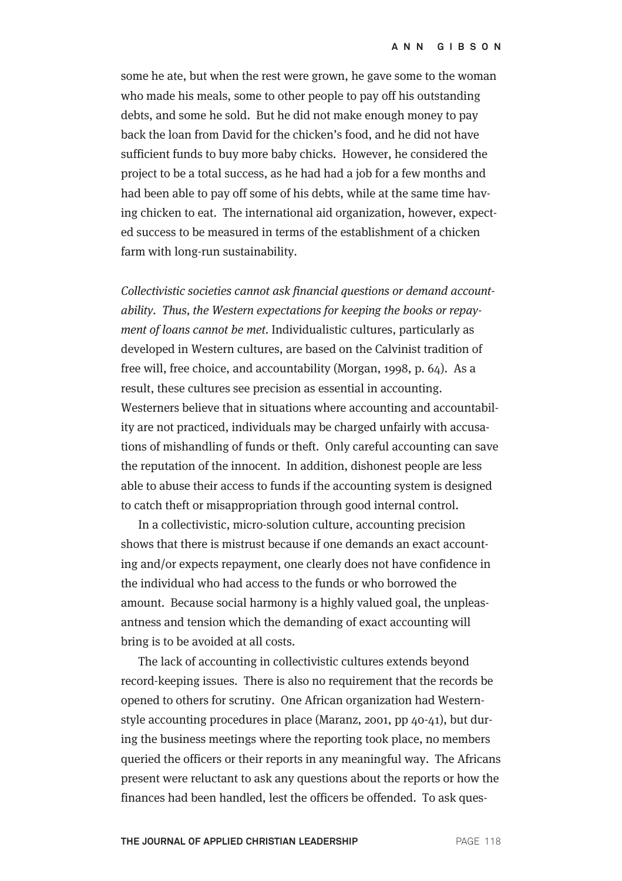some he ate, but when the rest were grown, he gave some to the woman who made his meals, some to other people to pay off his outstanding debts, and some he sold. But he did not make enough money to pay back the loan from David for the chicken's food, and he did not have sufficient funds to buy more baby chicks. However, he considered the project to be a total success, as he had had a job for a few months and had been able to pay off some of his debts, while at the same time having chicken to eat. The international aid organization, however, expected success to be measured in terms of the establishment of a chicken farm with long-run sustainability.

*Collectivistic societies cannot ask financial questions or demand accountability. Thus, the Western expectations for keeping the books or repayment of loans cannot be met.* Individualistic cultures, particularly as developed in Western cultures, are based on the Calvinist tradition of free will, free choice, and accountability (Morgan, 1998, p. 64). As a result, these cultures see precision as essential in accounting. Westerners believe that in situations where accounting and accountability are not practiced, individuals may be charged unfairly with accusations of mishandling of funds or theft. Only careful accounting can save the reputation of the innocent. In addition, dishonest people are less able to abuse their access to funds if the accounting system is designed to catch theft or misappropriation through good internal control.

In a collectivistic, micro-solution culture, accounting precision shows that there is mistrust because if one demands an exact accounting and/or expects repayment, one clearly does not have confidence in the individual who had access to the funds or who borrowed the amount. Because social harmony is a highly valued goal, the unpleasantness and tension which the demanding of exact accounting will bring is to be avoided at all costs.

The lack of accounting in collectivistic cultures extends beyond record-keeping issues. There is also no requirement that the records be opened to others for scrutiny. One African organization had Western-style accounting procedures in place (Maranz, 2001, pp 40-41), but during the business meetings where the reporting took place, no members queried the officers or their reports in any meaningful way. The Africans present were reluctant to ask any questions about the reports or how the finances had been handled, lest the officers be offended. To ask ques-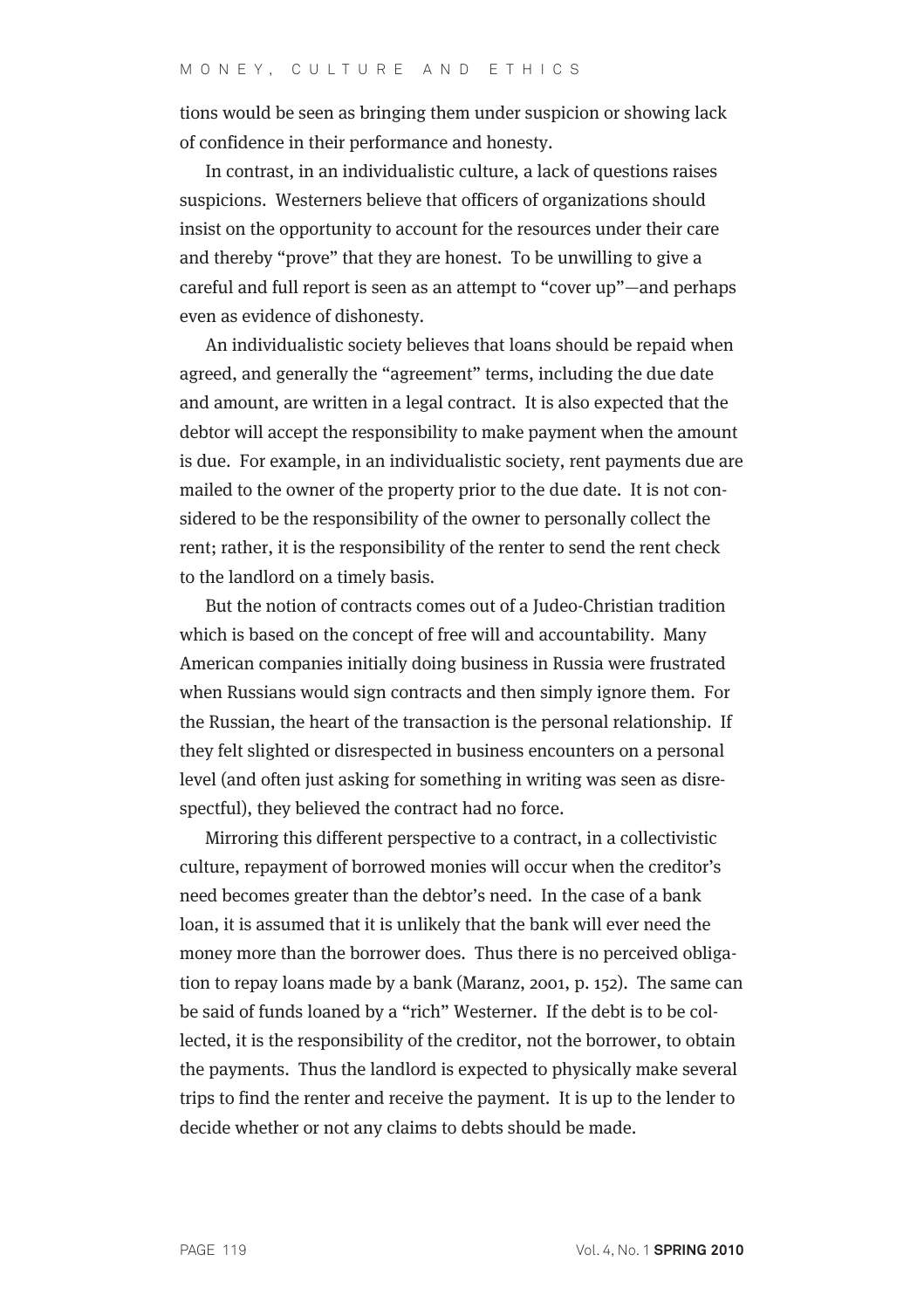tions would be seen as bringing them under suspicion or showing lack of confidence in their performance and honesty.

In contrast, in an individualistic culture, a lack of questions raises suspicions. Westerners believe that officers of organizations should insist on the opportunity to account for the resources under their care and thereby "prove" that they are honest. To be unwilling to give a careful and full report is seen as an attempt to "cover up"—and perhaps even as evidence of dishonesty.

An individualistic society believes that loans should be repaid when agreed, and generally the "agreement" terms, including the due date and amount, are written in a legal contract. It is also expected that the debtor will accept the responsibility to make payment when the amount is due. For example, in an individualistic society, rent payments due are mailed to the owner of the property prior to the due date. It is not considered to be the responsibility of the owner to personally collect the rent; rather, it is the responsibility of the renter to send the rent check to the landlord on a timely basis.

But the notion of contracts comes out of a Judeo-Christian tradition which is based on the concept of free will and accountability. Many American companies initially doing business in Russia were frustrated when Russians would sign contracts and then simply ignore them. For the Russian, the heart of the transaction is the personal relationship. If they felt slighted or disrespected in business encounters on a personal level (and often just asking for something in writing was seen as disrespectful), they believed the contract had no force.

Mirroring this different perspective to a contract, in a collectivistic culture, repayment of borrowed monies will occur when the creditor's need becomes greater than the debtor's need. In the case of a bank loan, it is assumed that it is unlikely that the bank will ever need the money more than the borrower does. Thus there is no perceived obligation to repay loans made by a bank (Maranz, 2001, p. 152). The same can be said of funds loaned by a "rich" Westerner. If the debt is to be collected, it is the responsibility of the creditor, not the borrower, to obtain the payments. Thus the landlord is expected to physically make several trips to find the renter and receive the payment. It is up to the lender to decide whether or not any claims to debts should be made.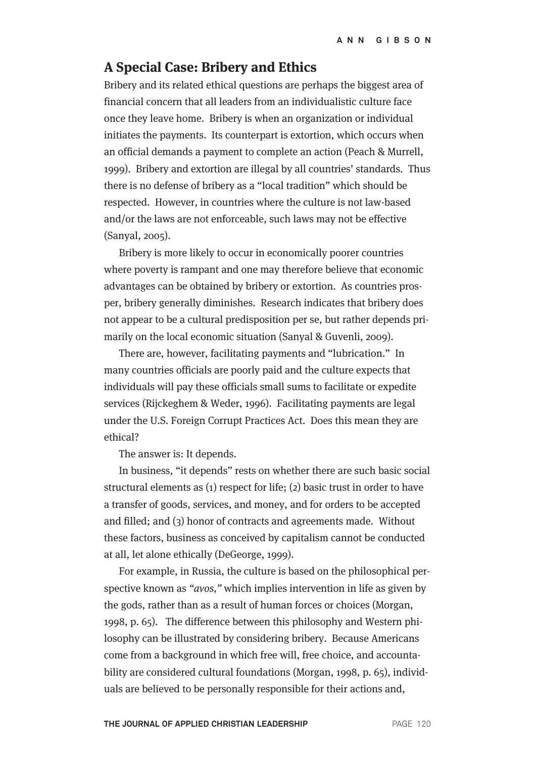## A Special Case: Bribery and Ethics

Bribery and its related ethical questions are perhaps the biggest area of financial concern that all leaders from an individualistic culture face once they leave home. Bribery is when an organization or individual initiates the payments. Its counterpart is extortion, which occurs when an official demands a payment to complete an action (Peach & Murrell, 1999). Bribery and extortion are illegal by all countries' standards. Thus there is no defense of bribery as a "local tradition" which should be respected. However, in countries where the culture is not law-based and/or the laws are not enforceable, such laws may not be effective (Sanyal, 2005).

Bribery is more likely to occur in economically poorer countries where poverty is rampant and one may therefore believe that economic advantages can be obtained by bribery or extortion. As countries prosper, bribery generally diminishes. Research indicates that bribery does not appear to be a cultural predisposition per se, but rather depends primarily on the local economic situation (Sanyal & Guvenli, 2009).

There are, however, facilitating payments and "lubrication." In many countries officials are poorly paid and the culture expects that individuals will pay these officials small sums to facilitate or expedite services (Rijckeghem & Weder, 1996). Facilitating payments are legal under the U.S. Foreign Corrupt Practices Act. Does this mean they are ethical?

The answer is: It depends.

In business, "it depends" rests on whether there are such basic social structural elements as (1) respect for life; (2) basic trust in order to have a transfer of goods, services, and money, and for orders to be accepted and filled; and (3) honor of contracts and agreements made. Without these factors, business as conceived by capitalism cannot be conducted at all, let alone ethically (DeGeorge, 1999).

For example, in Russia, the culture is based on the philosophical perspective known as *"avos,"* which implies intervention in life as given by the gods, rather than as a result of human forces or choices (Morgan, 1998, p. 65). The difference between this philosophy and Western philosophy can be illustrated by considering bribery. Because Americans come from a background in which free will, free choice, and accountability are considered cultural foundations (Morgan, 1998, p. 65), individuals are believed to be personally responsible for their actions and,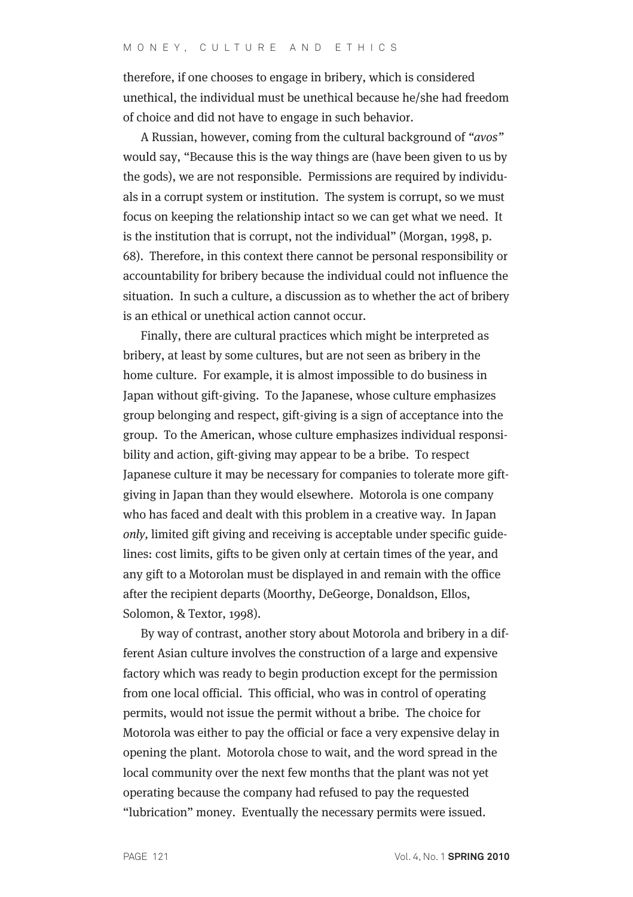therefore, if one chooses to engage in bribery, which is considered unethical, the individual must be unethical because he/she had freedom of choice and did not have to engage in such behavior.

A Russian, however, coming from the cultural background of "*avos*" would say, "Because this is the way things are (have been given to us by the gods), we are not responsible. Permissions are required by individuals in a corrupt system or institution. The system is corrupt, so we must focus on keeping the relationship intact so we can get what we need. It is the institution that is corrupt, not the individual" (Morgan, 1998, p. 68). Therefore, in this context there cannot be personal responsibility or accountability for bribery because the individual could not influence the situation. In such a culture, a discussion as to whether the act of bribery is an ethical or unethical action cannot occur.

Finally, there are cultural practices which might be interpreted as bribery, at least by some cultures, but are not seen as bribery in the home culture. For example, it is almost impossible to do business in Japan without gift-giving. To the Japanese, whose culture emphasizes group belonging and respect, gift-giving is a sign of acceptance into the group. To the American, whose culture emphasizes individual responsibility and action, gift-giving may appear to be a bribe. To respect Japanese culture it may be necessary for companies to tolerate more gift-giving in Japan than they would elsewhere. Motorola is one company who has faced and dealt with this problem in a creative way. In Japan *only*, limited gift giving and receiving is acceptable under specific guidelines: cost limits, gifts to be given only at certain times of the year, and any gift to a Motorolan must be displayed in and remain with the office after the recipient departs (Moorthy, DeGeorge, Donaldson, Ellos, Solomon, & Textor, 1998).

By way of contrast, another story about Motorola and bribery in a different Asian culture involves the construction of a large and expensive factory which was ready to begin production except for the permission from one local official. This official, who was in control of operating permits, would not issue the permit without a bribe. The choice for Motorola was either to pay the official or face a very expensive delay in opening the plant. Motorola chose to wait, and the word spread in the local community over the next few months that the plant was not yet operating because the company had refused to pay the requested "lubrication" money. Eventually the necessary permits were issued.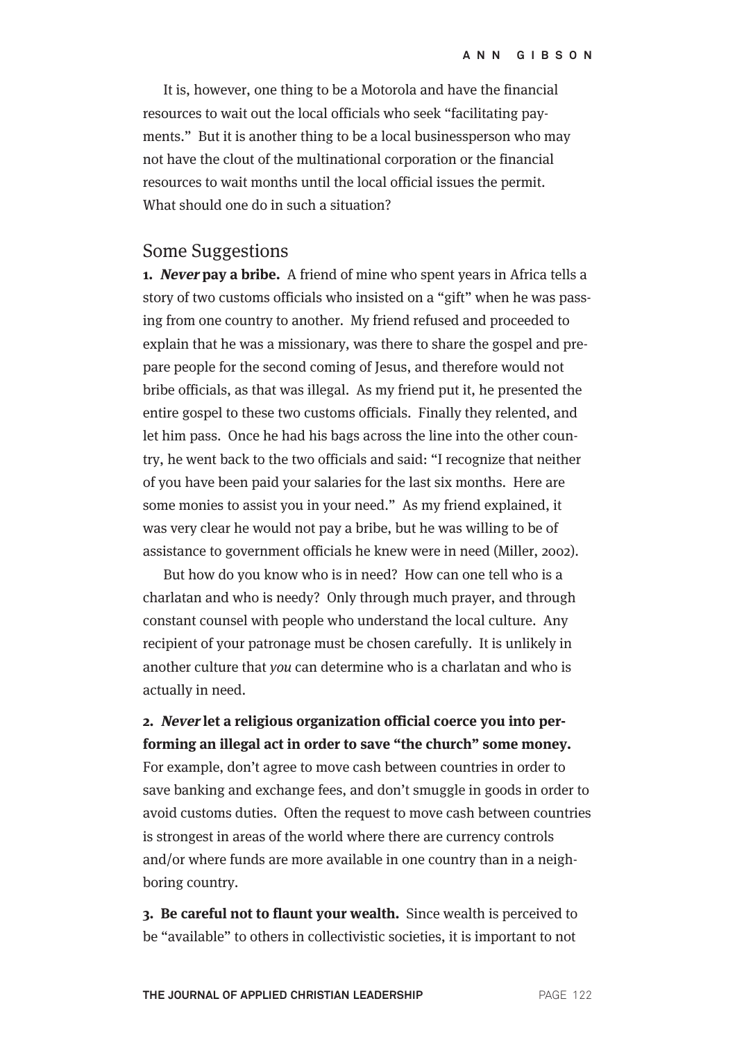It is, however, one thing to be a Motorola and have the financial resources to wait out the local officials who seek "facilitating payments." But it is another thing to be a local businessperson who may not have the clout of the multinational corporation or the financial resources to wait months until the local official issues the permit. What should one do in such a situation?

## Some Suggestions

**1. *Never* pay a bribe.** A friend of mine who spent years in Africa tells a story of two customs officials who insisted on a "gift" when he was passing from one country to another. My friend refused and proceeded to explain that he was a missionary, was there to share the gospel and prepare people for the second coming of Jesus, and therefore would not bribe officials, as that was illegal. As my friend put it, he presented the entire gospel to these two customs officials. Finally they relented, and let him pass. Once he had his bags across the line into the other country, he went back to the two officials and said: "I recognize that neither of you have been paid your salaries for the last six months. Here are some monies to assist you in your need." As my friend explained, it was very clear he would not pay a bribe, but he was willing to be of assistance to government officials he knew were in need (Miller, 2002).

But how do you know who is in need? How can one tell who is a charlatan and who is needy? Only through much prayer, and through constant counsel with people who understand the local culture. Any recipient of your patronage must be chosen carefully. It is unlikely in another culture that *you* can determine who is a charlatan and who is actually in need.

**2. *Never* let a religious organization official coerce you into performing an illegal act in order to save "the church" some money.** For example, don't agree to move cash between countries in order to save banking and exchange fees, and don't smuggle in goods in order to avoid customs duties. Often the request to move cash between countries is strongest in areas of the world where there are currency controls and/or where funds are more available in one country than in a neighboring country.

**3. Be careful not to flaunt your wealth.** Since wealth is perceived to be "available" to others in collectivistic societies, it is important to not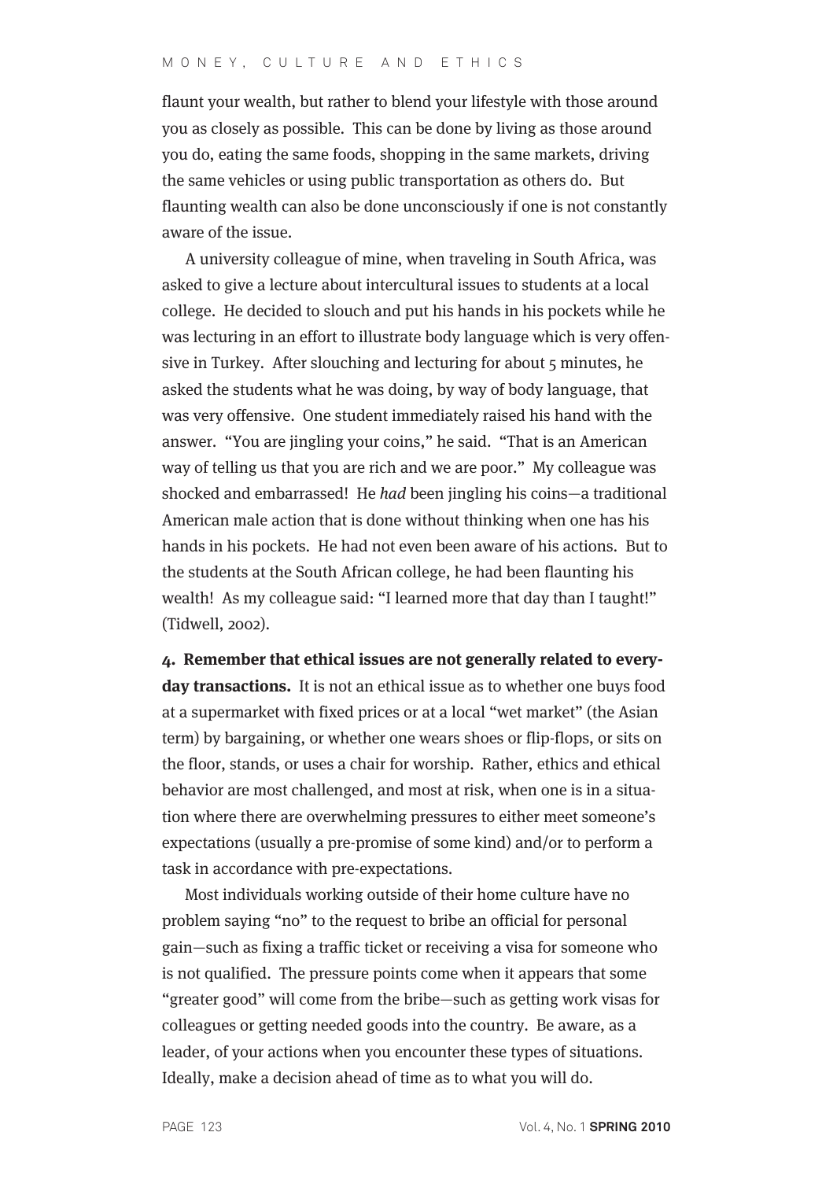flaunt your wealth, but rather to blend your lifestyle with those around you as closely as possible. This can be done by living as those around you do, eating the same foods, shopping in the same markets, driving the same vehicles or using public transportation as others do. But flaunting wealth can also be done unconsciously if one is not constantly aware of the issue.

A university colleague of mine, when traveling in South Africa, was asked to give a lecture about intercultural issues to students at a local college. He decided to slouch and put his hands in his pockets while he was lecturing in an effort to illustrate body language which is very offensive in Turkey. After slouching and lecturing for about 5 minutes, he asked the students what he was doing, by way of body language, that was very offensive. One student immediately raised his hand with the answer. "You are jingling your coins," he said. "That is an American way of telling us that you are rich and we are poor." My colleague was shocked and embarrassed! He *had* been jingling his coins—a traditional American male action that is done without thinking when one has his hands in his pockets. He had not even been aware of his actions. But to the students at the South African college, he had been flaunting his wealth! As my colleague said: "I learned more that day than I taught!" (Tidwell, 2002).

**4. Remember that ethical issues are not generally related to everyday transactions.** It is not an ethical issue as to whether one buys food at a supermarket with fixed prices or at a local "wet market" (the Asian term) by bargaining, or whether one wears shoes or flip-flops, or sits on the floor, stands, or uses a chair for worship. Rather, ethics and ethical behavior are most challenged, and most at risk, when one is in a situation where there are overwhelming pressures to either meet someone's expectations (usually a pre-promise of some kind) and/or to perform a task in accordance with pre-expectations.

Most individuals working outside of their home culture have no problem saying "no" to the request to bribe an official for personal gain—such as fixing a traffic ticket or receiving a visa for someone who is not qualified. The pressure points come when it appears that some "greater good" will come from the bribe—such as getting work visas for colleagues or getting needed goods into the country. Be aware, as a leader, of your actions when you encounter these types of situations. Ideally, make a decision ahead of time as to what you will do.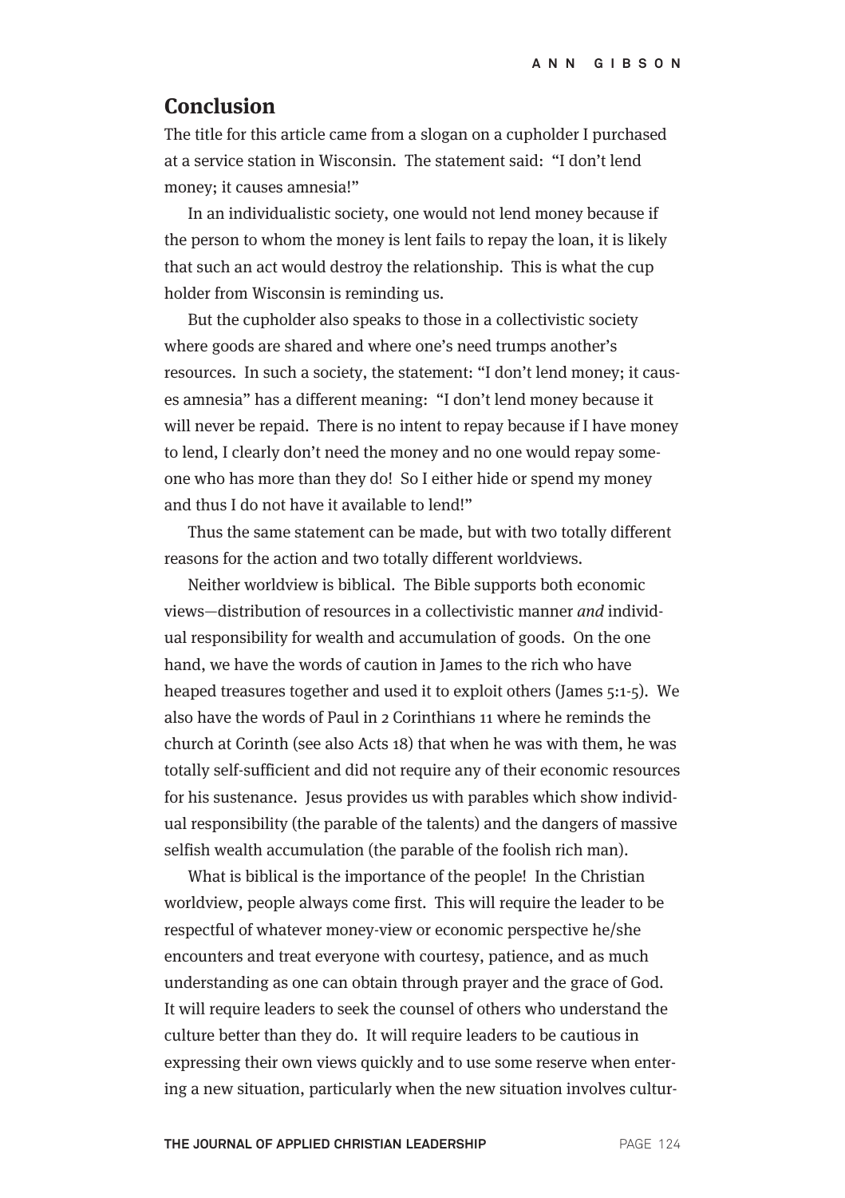## Conclusion

The title for this article came from a slogan on a cupholder I purchased at a service station in Wisconsin. The statement said: "I don't lend money; it causes amnesia!"

In an individualistic society, one would not lend money because if the person to whom the money is lent fails to repay the loan, it is likely that such an act would destroy the relationship. This is what the cup holder from Wisconsin is reminding us.

But the cupholder also speaks to those in a collectivistic society where goods are shared and where one's need trumps another's resources. In such a society, the statement: "I don't lend money; it causes amnesia" has a different meaning: "I don't lend money because it will never be repaid. There is no intent to repay because if I have money to lend, I clearly don't need the money and no one would repay someone who has more than they do! So I either hide or spend my money and thus I do not have it available to lend!"

Thus the same statement can be made, but with two totally different reasons for the action and two totally different worldviews.

Neither worldview is biblical. The Bible supports both economic views—distribution of resources in a collectivistic manner *and* individual responsibility for wealth and accumulation of goods. On the one hand, we have the words of caution in James to the rich who have heaped treasures together and used it to exploit others (James 5:1-5). We also have the words of Paul in 2 Corinthians 11 where he reminds the church at Corinth (see also Acts 18) that when he was with them, he was totally self-sufficient and did not require any of their economic resources for his sustenance. Jesus provides us with parables which show individual responsibility (the parable of the talents) and the dangers of massive selfish wealth accumulation (the parable of the foolish rich man).

What is biblical is the importance of the people! In the Christian worldview, people always come first. This will require the leader to be respectful of whatever money-view or economic perspective he/she encounters and treat everyone with courtesy, patience, and as much understanding as one can obtain through prayer and the grace of God. It will require leaders to seek the counsel of others who understand the culture better than they do. It will require leaders to be cautious in expressing their own views quickly and to use some reserve when entering a new situation, particularly when the new situation involves cultur-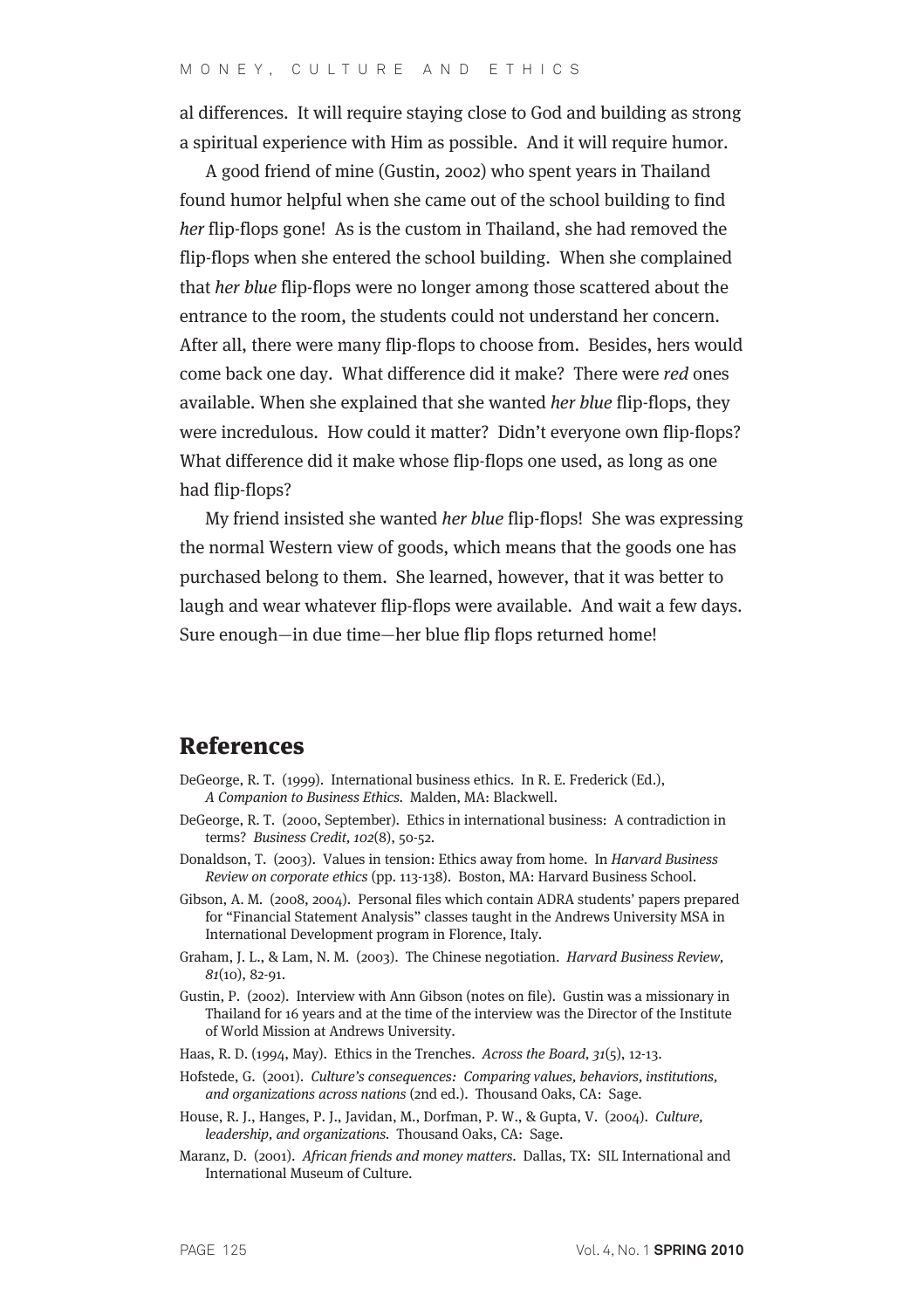al differences. It will require staying close to God and building as strong a spiritual experience with Him as possible. And it will require humor.

A good friend of mine (Gustin, 2002) who spent years in Thailand found humor helpful when she came out of the school building to find *her* flip-flops gone! As is the custom in Thailand, she had removed the flip-flops when she entered the school building. When she complained that *her blue* flip-flops were no longer among those scattered about the entrance to the room, the students could not understand her concern. After all, there were many flip-flops to choose from. Besides, hers would come back one day. What difference did it make? There were *red* ones available. When she explained that she wanted *her blue* flip-flops, they were incredulous. How could it matter? Didn't everyone own flip-flops? What difference did it make whose flip-flops one used, as long as one had flip-flops?

My friend insisted she wanted *her blue* flip-flops! She was expressing the normal Western view of goods, which means that the goods one has purchased belong to them. She learned, however, that it was better to laugh and wear whatever flip-flops were available. And wait a few days. Sure enough—in due time—her blue flip flops returned home!

## References

DeGeorge, R. T. (1999). International business ethics. In R. E. Frederick (Ed.), *A Companion to Business Ethics*. Malden, MA: Blackwell.

DeGeorge, R. T. (2000, September). Ethics in international business: A contradiction in terms? *Business Credit, 102*(8), 50-52.

Donaldson, T. (2003). Values in tension: Ethics away from home. In *Harvard Business Review on corporate ethics* (pp. 113-138). Boston, MA: Harvard Business School.

Gibson, A. M. (2008, 2004). Personal files which contain ADRA students' papers prepared for "Financial Statement Analysis" classes taught in the Andrews University MSA in International Development program in Florence, Italy.

Graham, J. L., & Lam, N. M. (2003). The Chinese negotiation. *Harvard Business Review, 81*(10), 82-91.

Gustin, P. (2002). Interview with Ann Gibson (notes on file). Gustin was a missionary in Thailand for 16 years and at the time of the interview was the Director of the Institute of World Mission at Andrews University.

Haas, R. D. (1994, May). Ethics in the Trenches. *Across the Board, 31*(5), 12-13.

Hofstede, G. (2001). *Culture's consequences: Comparing values, behaviors, institutions, and organizations across nations* (2nd ed.). Thousand Oaks, CA: Sage.

House, R. J., Hanges, P. J., Javidan, M., Dorfman, P. W., & Gupta, V. (2004). *Culture, leadership, and organizations*. Thousand Oaks, CA: Sage.

Maranz, D. (2001). *African friends and money matters*. Dallas, TX: SIL International and International Museum of Culture.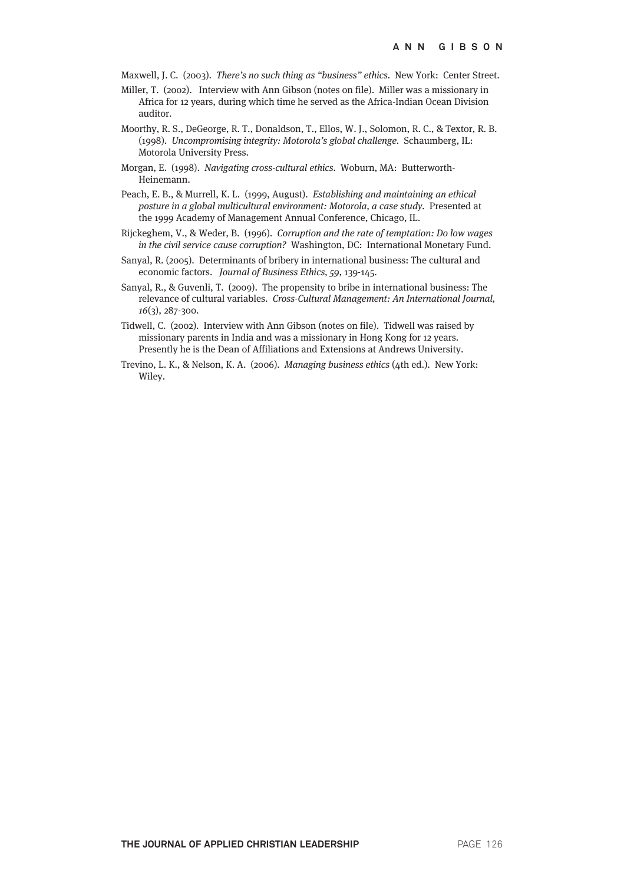Maxwell, J. C. (2003). *There's no such thing as "business" ethics*. New York: Center Street.

Miller, T. (2002). Interview with Ann Gibson (notes on file). Miller was a missionary in Africa for 12 years, during which time he served as the Africa-Indian Ocean Division auditor.

Moorthy, R. S., DeGeorge, R. T., Donaldson, T., Ellos, W. J., Solomon, R. C., & Textor, R. B. (1998). *Uncompromising integrity: Motorola's global challenge*. Schaumberg, IL: Motorola University Press.

Morgan, E. (1998). *Navigating cross-cultural ethics*. Woburn, MA: Butterworth-Heinemann.

Peach, E. B., & Murrell, K. L. (1999, August). *Establishing and maintaining an ethical posture in a global multicultural environment: Motorola, a case study*. Presented at the 1999 Academy of Management Annual Conference, Chicago, IL.

Rijckeghem, V., & Weder, B. (1996). *Corruption and the rate of temptation: Do low wages in the civil service cause corruption?* Washington, DC: International Monetary Fund.

Sanyal, R. (2005). Determinants of bribery in international business: The cultural and economic factors. *Journal of Business Ethics, 59,* 139-145.

Sanyal, R., & Guvenli, T. (2009). The propensity to bribe in international business: The relevance of cultural variables. *Cross-Cultural Management: An International Journal, 16*(3), 287-300.

Tidwell, C. (2002). Interview with Ann Gibson (notes on file). Tidwell was raised by missionary parents in India and was a missionary in Hong Kong for 12 years. Presently he is the Dean of Affiliations and Extensions at Andrews University.

Trevino, L. K., & Nelson, K. A. (2006). *Managing business ethics* (4th ed.). New York: Wiley.